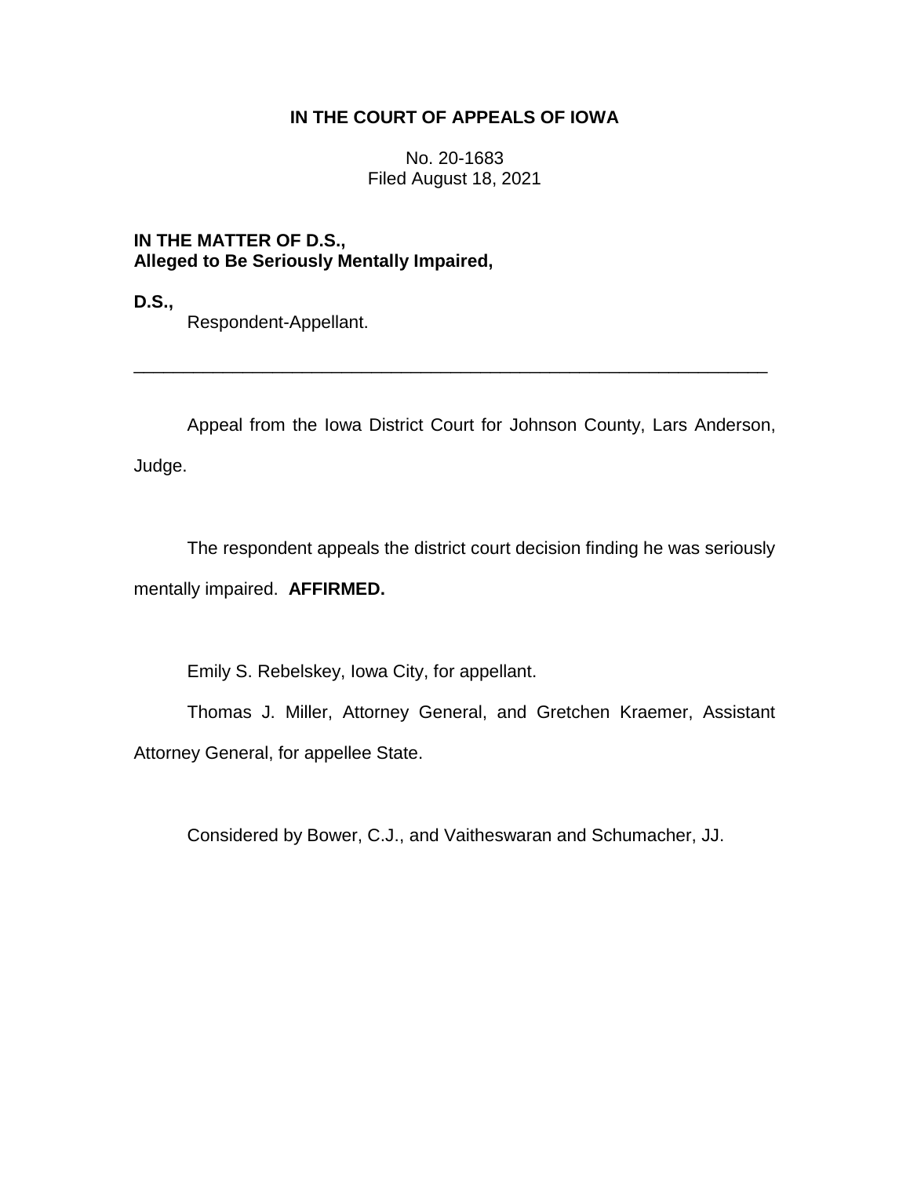**IN THE COURT OF APPEALS OF IOWA**

No. 20-1683
Filed August 18, 2021

**IN THE MATTER OF D.S.,**
**Alleged to Be Seriously Mentally Impaired,**

**D.S.,**
Respondent-Appellant.

---

Appeal from the Iowa District Court for Johnson County, Lars Anderson, Judge.

The respondent appeals the district court decision finding he was seriously mentally impaired. **AFFIRMED.**

Emily S. Rebelskey, Iowa City, for appellant.

Thomas J. Miller, Attorney General, and Gretchen Kraemer, Assistant Attorney General, for appellee State.

Considered by Bower, C.J., and Vaitheswaran and Schumacher, JJ.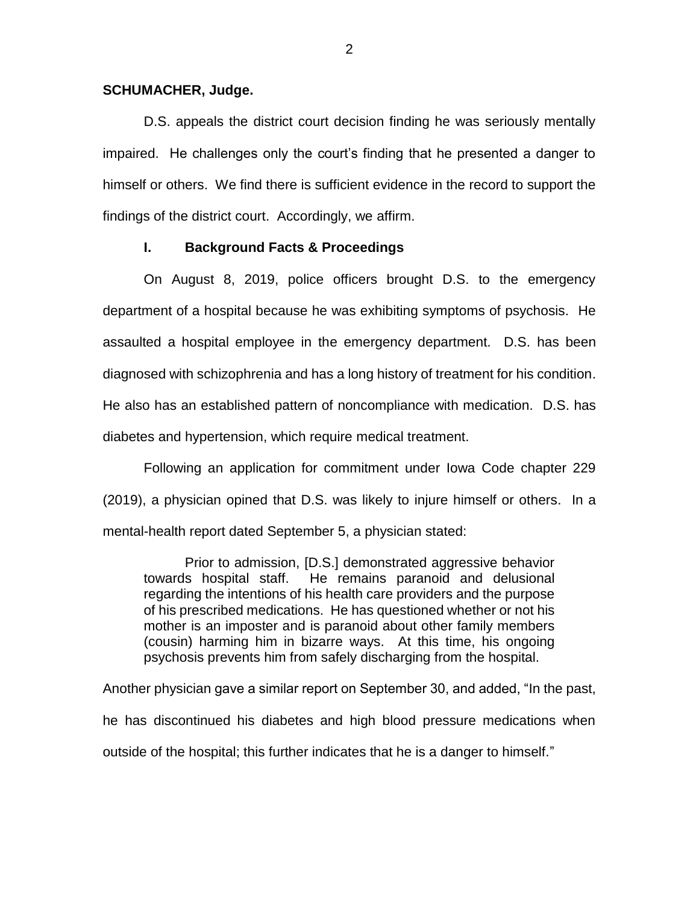**SCHUMACHER, Judge.**

D.S. appeals the district court decision finding he was seriously mentally impaired. He challenges only the court's finding that he presented a danger to himself or others. We find there is sufficient evidence in the record to support the findings of the district court. Accordingly, we affirm.

## I. Background Facts & Proceedings

On August 8, 2019, police officers brought D.S. to the emergency department of a hospital because he was exhibiting symptoms of psychosis. He assaulted a hospital employee in the emergency department. D.S. has been diagnosed with schizophrenia and has a long history of treatment for his condition. He also has an established pattern of noncompliance with medication. D.S. has diabetes and hypertension, which require medical treatment.

Following an application for commitment under Iowa Code chapter 229 (2019), a physician opined that D.S. was likely to injure himself or others. In a mental-health report dated September 5, a physician stated:

> Prior to admission, [D.S.] demonstrated aggressive behavior towards hospital staff. He remains paranoid and delusional regarding the intentions of his health care providers and the purpose of his prescribed medications. He has questioned whether or not his mother is an imposter and is paranoid about other family members (cousin) harming him in bizarre ways. At this time, his ongoing psychosis prevents him from safely discharging from the hospital.

Another physician gave a similar report on September 30, and added, "In the past, he has discontinued his diabetes and high blood pressure medications when outside of the hospital; this further indicates that he is a danger to himself."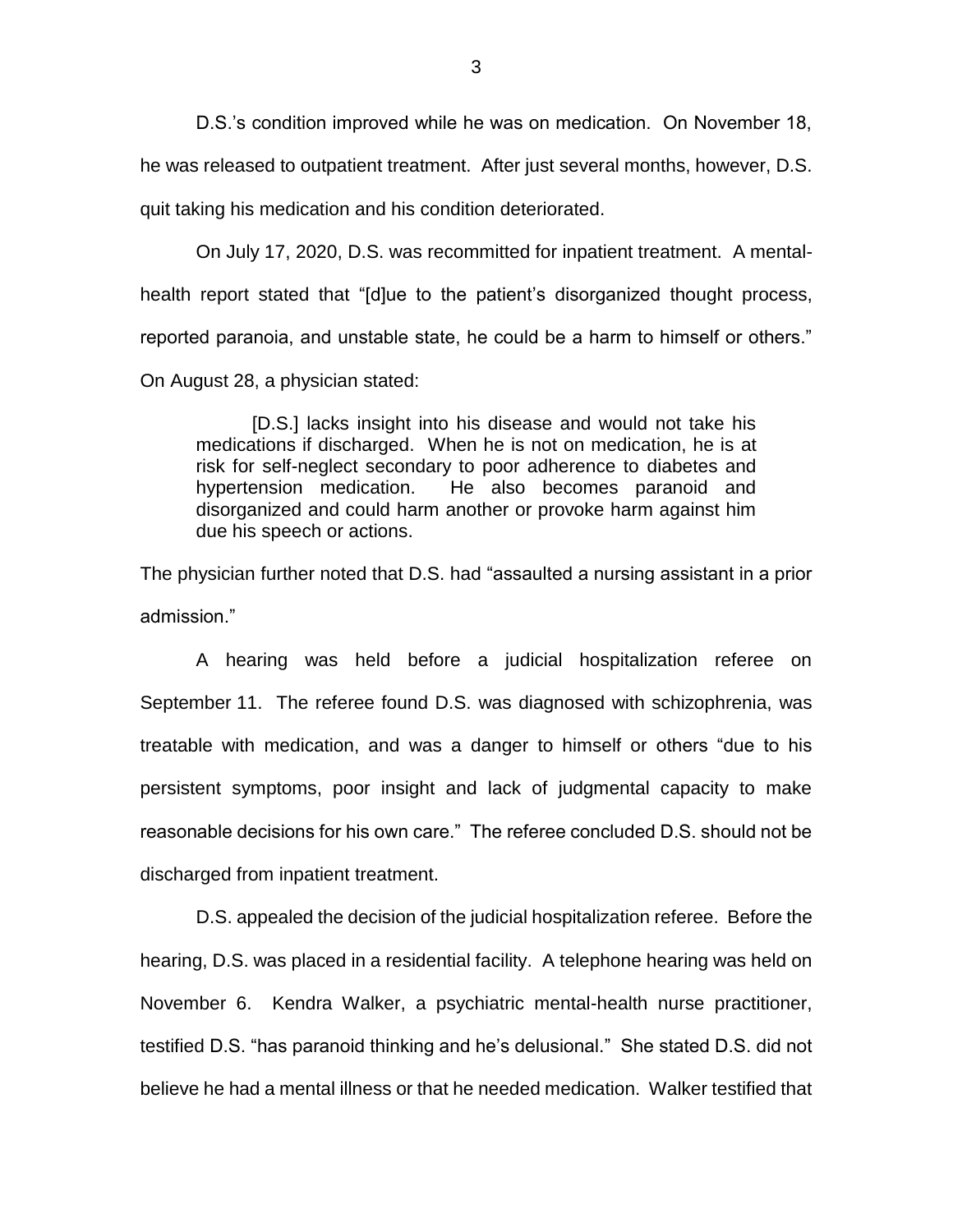D.S.'s condition improved while he was on medication. On November 18, he was released to outpatient treatment. After just several months, however, D.S. quit taking his medication and his condition deteriorated.

On July 17, 2020, D.S. was recommitted for inpatient treatment. A mental-health report stated that "[d]ue to the patient's disorganized thought process, reported paranoia, and unstable state, he could be a harm to himself or others." On August 28, a physician stated:

> [D.S.] lacks insight into his disease and would not take his medications if discharged. When he is not on medication, he is at risk for self-neglect secondary to poor adherence to diabetes and hypertension medication. He also becomes paranoid and disorganized and could harm another or provoke harm against him due his speech or actions.

The physician further noted that D.S. had "assaulted a nursing assistant in a prior admission."

A hearing was held before a judicial hospitalization referee on September 11. The referee found D.S. was diagnosed with schizophrenia, was treatable with medication, and was a danger to himself or others "due to his persistent symptoms, poor insight and lack of judgmental capacity to make reasonable decisions for his own care." The referee concluded D.S. should not be discharged from inpatient treatment.

D.S. appealed the decision of the judicial hospitalization referee. Before the hearing, D.S. was placed in a residential facility. A telephone hearing was held on November 6. Kendra Walker, a psychiatric mental-health nurse practitioner, testified D.S. "has paranoid thinking and he's delusional." She stated D.S. did not believe he had a mental illness or that he needed medication. Walker testified that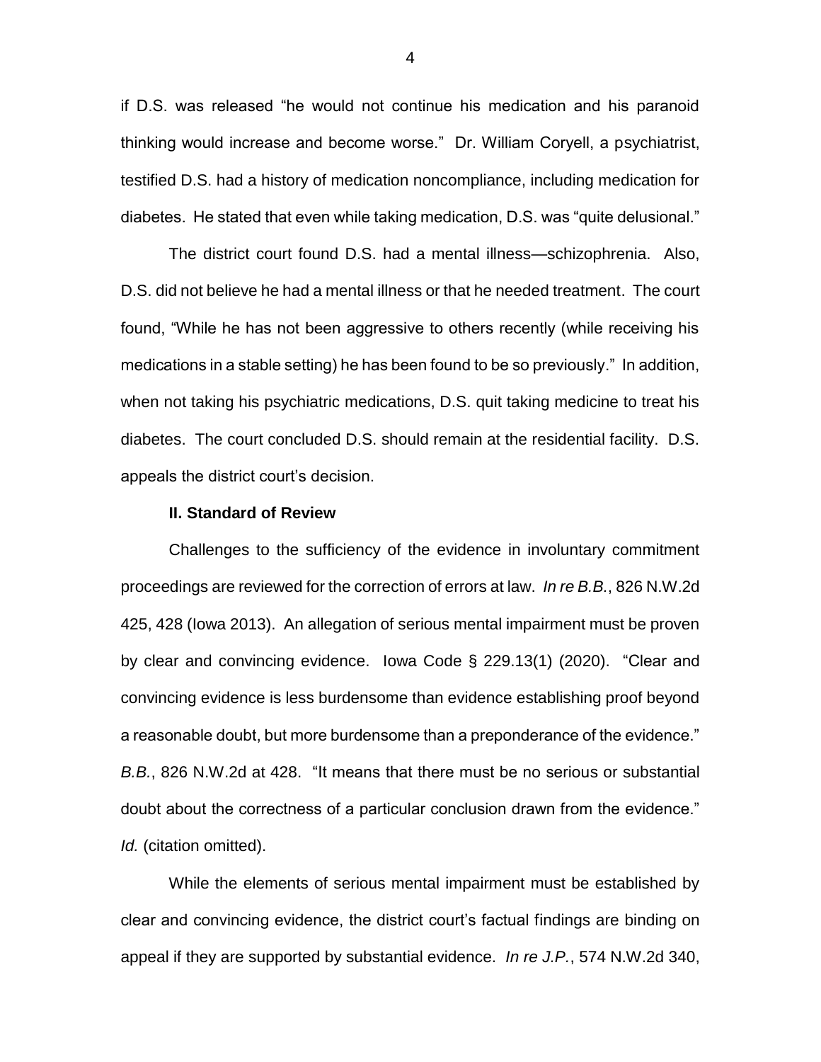if D.S. was released "he would not continue his medication and his paranoid thinking would increase and become worse." Dr. William Coryell, a psychiatrist, testified D.S. had a history of medication noncompliance, including medication for diabetes. He stated that even while taking medication, D.S. was "quite delusional."

The district court found D.S. had a mental illness—schizophrenia. Also, D.S. did not believe he had a mental illness or that he needed treatment. The court found, "While he has not been aggressive to others recently (while receiving his medications in a stable setting) he has been found to be so previously." In addition, when not taking his psychiatric medications, D.S. quit taking medicine to treat his diabetes. The court concluded D.S. should remain at the residential facility. D.S. appeals the district court's decision.

### **II. Standard of Review**

Challenges to the sufficiency of the evidence in involuntary commitment proceedings are reviewed for the correction of errors at law. *In re B.B.*, 826 N.W.2d 425, 428 (Iowa 2013). An allegation of serious mental impairment must be proven by clear and convincing evidence. Iowa Code § 229.13(1) (2020). "Clear and convincing evidence is less burdensome than evidence establishing proof beyond a reasonable doubt, but more burdensome than a preponderance of the evidence." *B.B.*, 826 N.W.2d at 428. "It means that there must be no serious or substantial doubt about the correctness of a particular conclusion drawn from the evidence." *Id.* (citation omitted).

While the elements of serious mental impairment must be established by clear and convincing evidence, the district court's factual findings are binding on appeal if they are supported by substantial evidence. *In re J.P.*, 574 N.W.2d 340,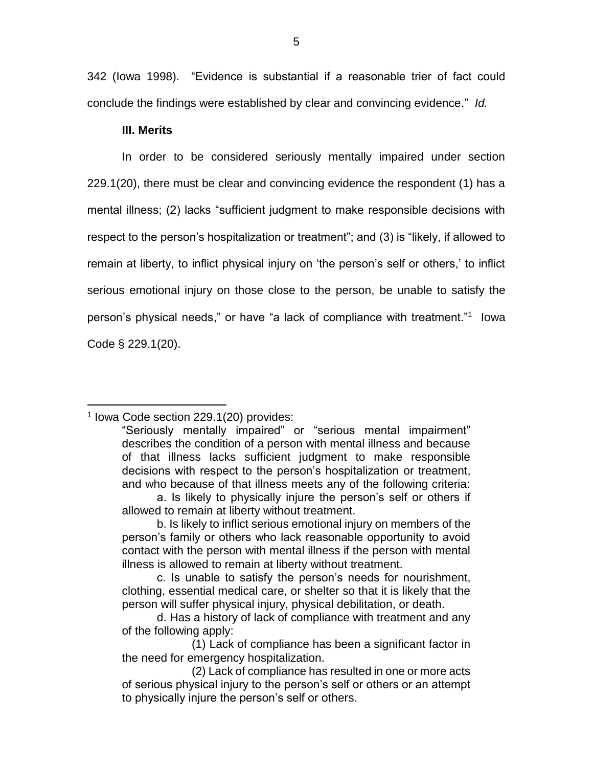342 (Iowa 1998). "Evidence is substantial if a reasonable trier of fact could conclude the findings were established by clear and convincing evidence." *Id.*

**III. Merits**

In order to be considered seriously mentally impaired under section 229.1(20), there must be clear and convincing evidence the respondent (1) has a mental illness; (2) lacks "sufficient judgment to make responsible decisions with respect to the person's hospitalization or treatment"; and (3) is "likely, if allowed to remain at liberty, to inflict physical injury on 'the person's self or others,' to inflict serious emotional injury on those close to the person, be unable to satisfy the person's physical needs," or have "a lack of compliance with treatment."[1] Iowa Code § 229.1(20).

---

[1] Iowa Code section 229.1(20) provides:

> "Seriously mentally impaired" or "serious mental impairment" describes the condition of a person with mental illness and because of that illness lacks sufficient judgment to make responsible decisions with respect to the person's hospitalization or treatment, and who because of that illness meets any of the following criteria:
>
> a. Is likely to physically injure the person's self or others if allowed to remain at liberty without treatment.
>
> b. Is likely to inflict serious emotional injury on members of the person's family or others who lack reasonable opportunity to avoid contact with the person with mental illness if the person with mental illness is allowed to remain at liberty without treatment.
>
> c. Is unable to satisfy the person's needs for nourishment, clothing, essential medical care, or shelter so that it is likely that the person will suffer physical injury, physical debilitation, or death.
>
> d. Has a history of lack of compliance with treatment and any of the following apply:
>
> (1) Lack of compliance has been a significant factor in the need for emergency hospitalization.
>
> (2) Lack of compliance has resulted in one or more acts of serious physical injury to the person's self or others or an attempt to physically injure the person's self or others.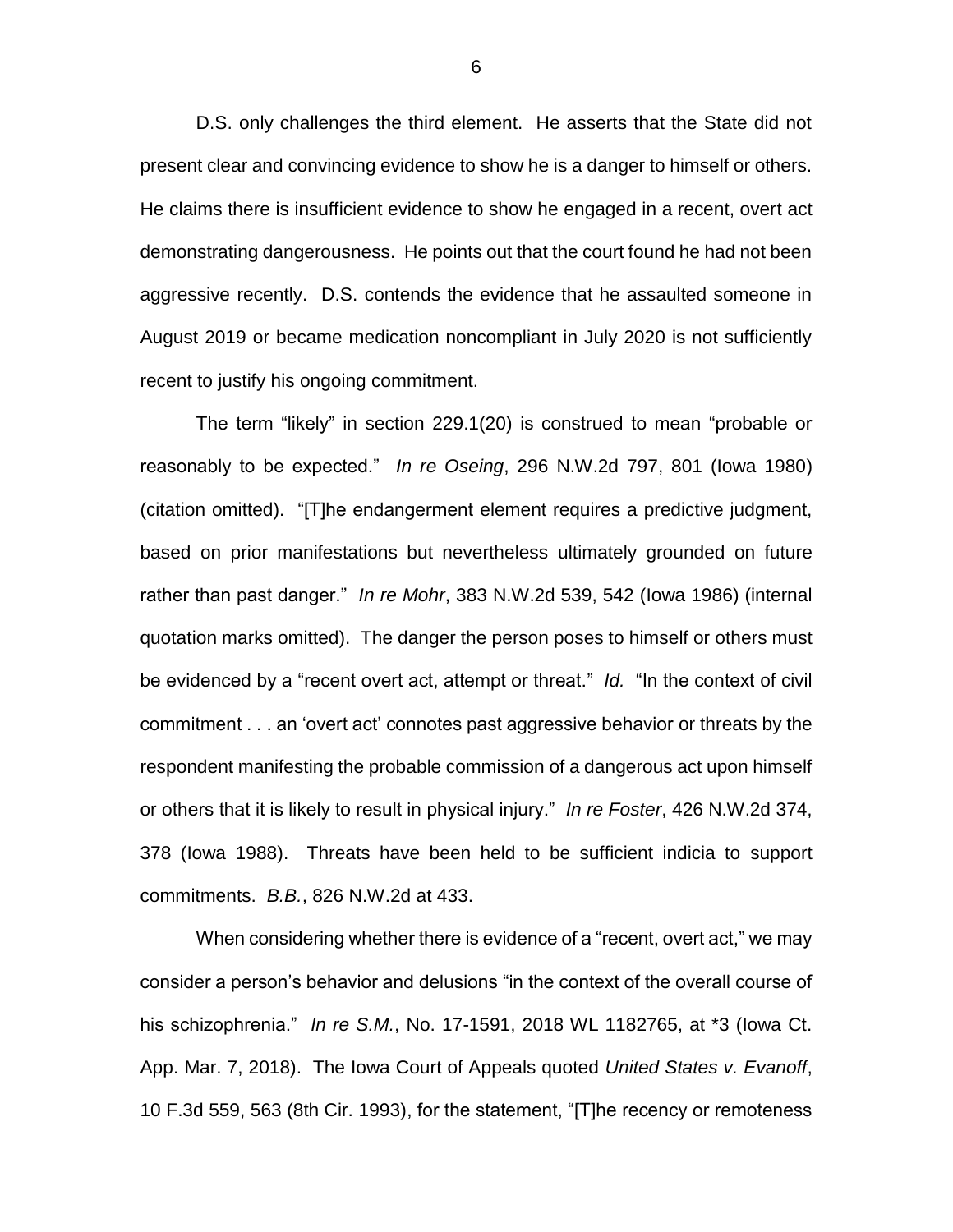D.S. only challenges the third element. He asserts that the State did not present clear and convincing evidence to show he is a danger to himself or others. He claims there is insufficient evidence to show he engaged in a recent, overt act demonstrating dangerousness. He points out that the court found he had not been aggressive recently. D.S. contends the evidence that he assaulted someone in August 2019 or became medication noncompliant in July 2020 is not sufficiently recent to justify his ongoing commitment.

The term "likely" in section 229.1(20) is construed to mean "probable or reasonably to be expected." *In re Oseing*, 296 N.W.2d 797, 801 (Iowa 1980) (citation omitted). "[T]he endangerment element requires a predictive judgment, based on prior manifestations but nevertheless ultimately grounded on future rather than past danger." *In re Mohr*, 383 N.W.2d 539, 542 (Iowa 1986) (internal quotation marks omitted). The danger the person poses to himself or others must be evidenced by a "recent overt act, attempt or threat." *Id.* "In the context of civil commitment . . . an 'overt act' connotes past aggressive behavior or threats by the respondent manifesting the probable commission of a dangerous act upon himself or others that it is likely to result in physical injury." *In re Foster*, 426 N.W.2d 374, 378 (Iowa 1988). Threats have been held to be sufficient indicia to support commitments. *B.B.*, 826 N.W.2d at 433.

When considering whether there is evidence of a "recent, overt act," we may consider a person's behavior and delusions "in the context of the overall course of his schizophrenia." *In re S.M.*, No. 17-1591, 2018 WL 1182765, at *3 (Iowa Ct. App. Mar. 7, 2018). The Iowa Court of Appeals quoted *United States v. Evanoff*, 10 F.3d 559, 563 (8th Cir. 1993), for the statement, "[T]he recency or remoteness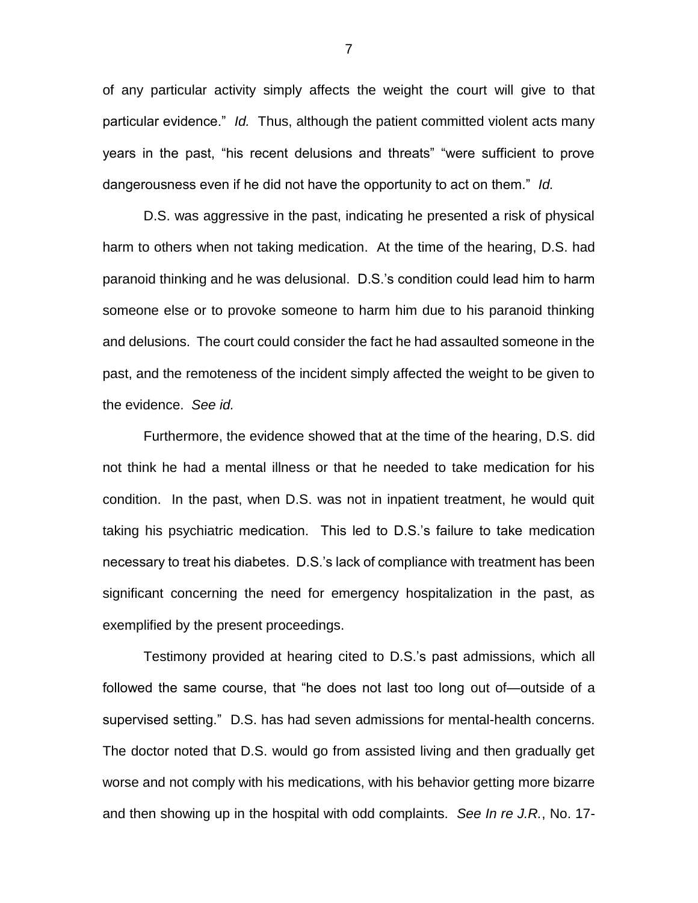of any particular activity simply affects the weight the court will give to that particular evidence." *Id.* Thus, although the patient committed violent acts many years in the past, "his recent delusions and threats" "were sufficient to prove dangerousness even if he did not have the opportunity to act on them." *Id.*

D.S. was aggressive in the past, indicating he presented a risk of physical harm to others when not taking medication. At the time of the hearing, D.S. had paranoid thinking and he was delusional. D.S.'s condition could lead him to harm someone else or to provoke someone to harm him due to his paranoid thinking and delusions. The court could consider the fact he had assaulted someone in the past, and the remoteness of the incident simply affected the weight to be given to the evidence. *See id.*

Furthermore, the evidence showed that at the time of the hearing, D.S. did not think he had a mental illness or that he needed to take medication for his condition. In the past, when D.S. was not in inpatient treatment, he would quit taking his psychiatric medication. This led to D.S.'s failure to take medication necessary to treat his diabetes. D.S.'s lack of compliance with treatment has been significant concerning the need for emergency hospitalization in the past, as exemplified by the present proceedings.

Testimony provided at hearing cited to D.S.'s past admissions, which all followed the same course, that "he does not last too long out of—outside of a supervised setting." D.S. has had seven admissions for mental-health concerns. The doctor noted that D.S. would go from assisted living and then gradually get worse and not comply with his medications, with his behavior getting more bizarre and then showing up in the hospital with odd complaints. *See In re J.R.*, No. 17-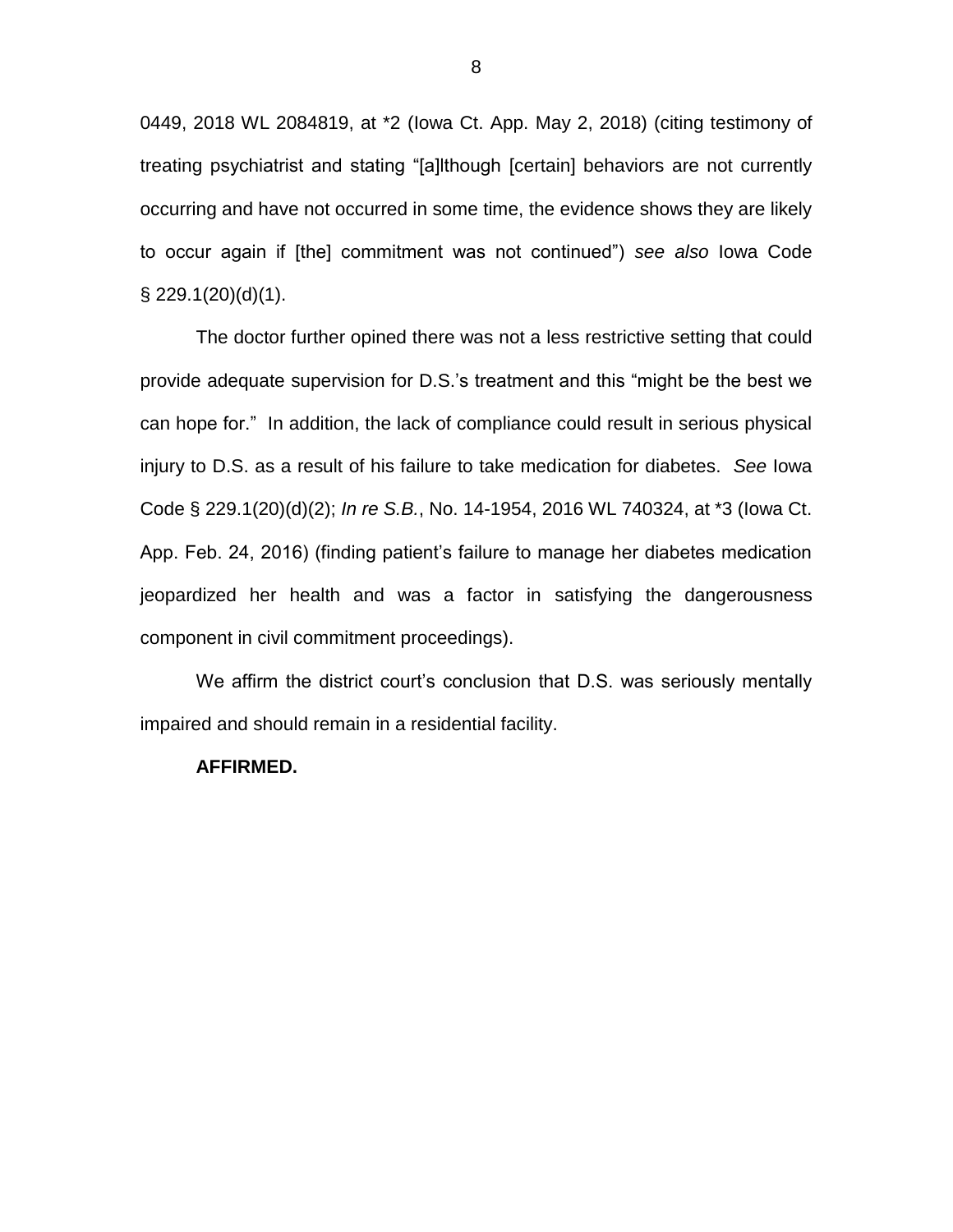0449, 2018 WL 2084819, at *2 (Iowa Ct. App. May 2, 2018) (citing testimony of treating psychiatrist and stating "[a]lthough [certain] behaviors are not currently occurring and have not occurred in some time, the evidence shows they are likely to occur again if [the] commitment was not continued") *see also* Iowa Code § 229.1(20)(d)(1).

The doctor further opined there was not a less restrictive setting that could provide adequate supervision for D.S.'s treatment and this "might be the best we can hope for." In addition, the lack of compliance could result in serious physical injury to D.S. as a result of his failure to take medication for diabetes. *See* Iowa Code § 229.1(20)(d)(2); *In re S.B.*, No. 14-1954, 2016 WL 740324, at *3 (Iowa Ct. App. Feb. 24, 2016) (finding patient's failure to manage her diabetes medication jeopardized her health and was a factor in satisfying the dangerousness component in civil commitment proceedings).

We affirm the district court's conclusion that D.S. was seriously mentally impaired and should remain in a residential facility.

**AFFIRMED.**